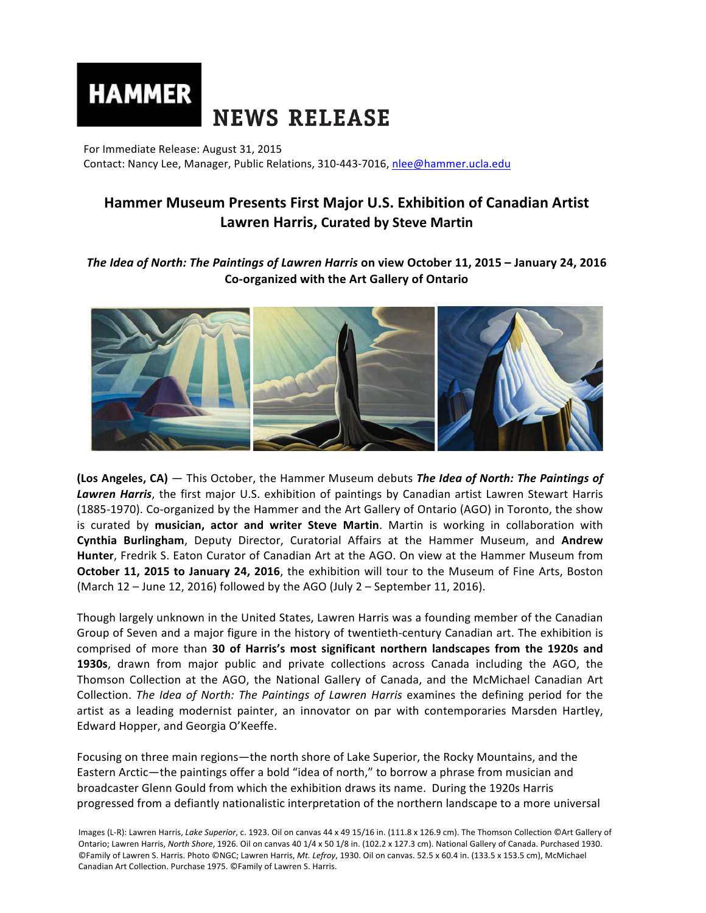# HAMMER NEWS RELEASE

For Immediate Release: August 31, 2015
Contact: Nancy Lee, Manager, Public Relations, 310-443-7016, nlee@hammer.ucla.edu

## Hammer Museum Presents First Major U.S. Exhibition of Canadian Artist Lawren Harris, Curated by Steve Martin

### *The Idea of North: The Paintings of Lawren Harris* on view October 11, 2015 – January 24, 2016 Co-organized with the Art Gallery of Ontario

**(Los Angeles, CA)** — This October, the Hammer Museum debuts ***The Idea of North: The Paintings of Lawren Harris***, the first major U.S. exhibition of paintings by Canadian artist Lawren Stewart Harris (1885-1970). Co-organized by the Hammer and the Art Gallery of Ontario (AGO) in Toronto, the show is curated by **musician, actor and writer Steve Martin**. Martin is working in collaboration with **Cynthia Burlingham**, Deputy Director, Curatorial Affairs at the Hammer Museum, and **Andrew Hunter**, Fredrik S. Eaton Curator of Canadian Art at the AGO. On view at the Hammer Museum from **October 11, 2015 to January 24, 2016**, the exhibition will tour to the Museum of Fine Arts, Boston (March 12 – June 12, 2016) followed by the AGO (July 2 – September 11, 2016).

Though largely unknown in the United States, Lawren Harris was a founding member of the Canadian Group of Seven and a major figure in the history of twentieth-century Canadian art. The exhibition is comprised of more than **30 of Harris's most significant northern landscapes from the 1920s and 1930s**, drawn from major public and private collections across Canada including the AGO, the Thomson Collection at the AGO, the National Gallery of Canada, and the McMichael Canadian Art Collection. *The Idea of North: The Paintings of Lawren Harris* examines the defining period for the artist as a leading modernist painter, an innovator on par with contemporaries Marsden Hartley, Edward Hopper, and Georgia O'Keeffe.

Focusing on three main regions—the north shore of Lake Superior, the Rocky Mountains, and the Eastern Arctic—the paintings offer a bold "idea of north," to borrow a phrase from musician and broadcaster Glenn Gould from which the exhibition draws its name. During the 1920s Harris progressed from a defiantly nationalistic interpretation of the northern landscape to a more universal

Images (L-R): Lawren Harris, *Lake Superior*, c. 1923. Oil on canvas 44 x 49 15/16 in. (111.8 x 126.9 cm). The Thomson Collection ©Art Gallery of Ontario; Lawren Harris, *North Shore*, 1926. Oil on canvas 40 1/4 x 50 1/8 in. (102.2 x 127.3 cm). National Gallery of Canada. Purchased 1930. ©Family of Lawren S. Harris. Photo ©NGC; Lawren Harris, *Mt. Lefroy*, 1930. Oil on canvas. 52.5 x 60.4 in. (133.5 x 153.5 cm), McMichael Canadian Art Collection. Purchase 1975. ©Family of Lawren S. Harris.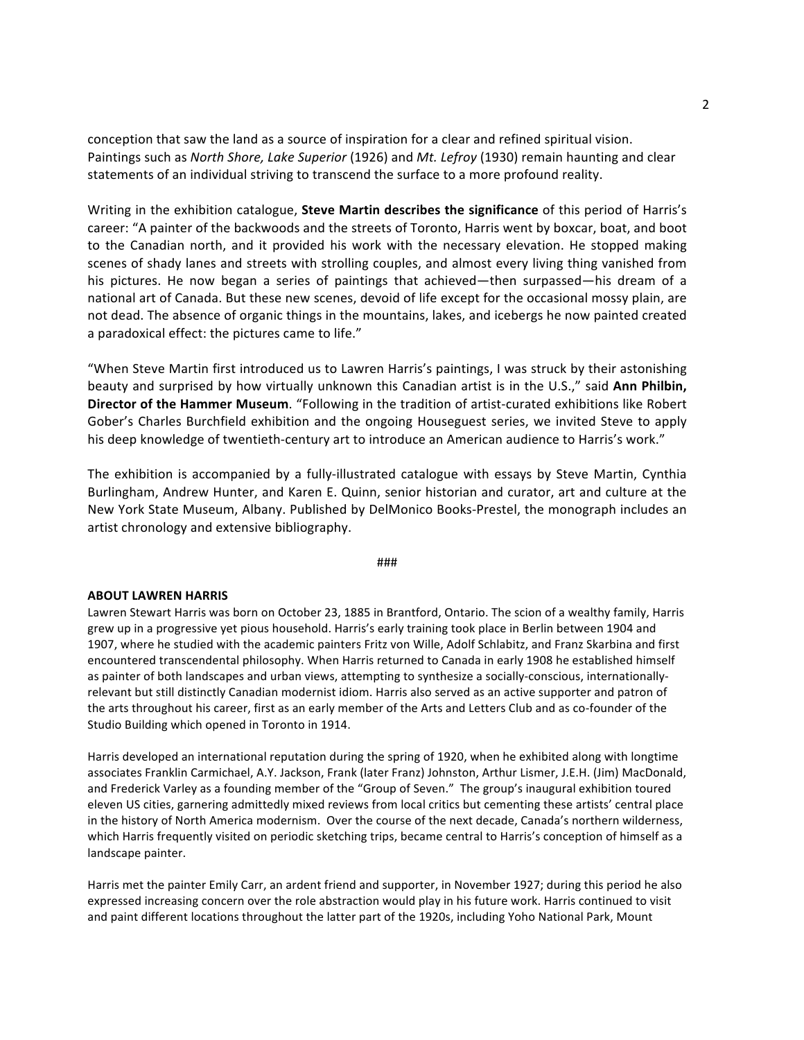conception that saw the land as a source of inspiration for a clear and refined spiritual vision. Paintings such as *North Shore, Lake Superior* (1926) and *Mt. Lefroy* (1930) remain haunting and clear statements of an individual striving to transcend the surface to a more profound reality.

Writing in the exhibition catalogue, **Steve Martin describes the significance** of this period of Harris's career: "A painter of the backwoods and the streets of Toronto, Harris went by boxcar, boat, and boot to the Canadian north, and it provided his work with the necessary elevation. He stopped making scenes of shady lanes and streets with strolling couples, and almost every living thing vanished from his pictures. He now began a series of paintings that achieved—then surpassed—his dream of a national art of Canada. But these new scenes, devoid of life except for the occasional mossy plain, are not dead. The absence of organic things in the mountains, lakes, and icebergs he now painted created a paradoxical effect: the pictures came to life."

"When Steve Martin first introduced us to Lawren Harris's paintings, I was struck by their astonishing beauty and surprised by how virtually unknown this Canadian artist is in the U.S.," said **Ann Philbin, Director of the Hammer Museum**. "Following in the tradition of artist-curated exhibitions like Robert Gober's Charles Burchfield exhibition and the ongoing Houseguest series, we invited Steve to apply his deep knowledge of twentieth-century art to introduce an American audience to Harris's work."

The exhibition is accompanied by a fully-illustrated catalogue with essays by Steve Martin, Cynthia Burlingham, Andrew Hunter, and Karen E. Quinn, senior historian and curator, art and culture at the New York State Museum, Albany. Published by DelMonico Books-Prestel, the monograph includes an artist chronology and extensive bibliography.

###

**ABOUT LAWREN HARRIS**

Lawren Stewart Harris was born on October 23, 1885 in Brantford, Ontario. The scion of a wealthy family, Harris grew up in a progressive yet pious household. Harris's early training took place in Berlin between 1904 and 1907, where he studied with the academic painters Fritz von Wille, Adolf Schlabitz, and Franz Skarbina and first encountered transcendental philosophy. When Harris returned to Canada in early 1908 he established himself as painter of both landscapes and urban views, attempting to synthesize a socially-conscious, internationally-relevant but still distinctly Canadian modernist idiom. Harris also served as an active supporter and patron of the arts throughout his career, first as an early member of the Arts and Letters Club and as co-founder of the Studio Building which opened in Toronto in 1914.

Harris developed an international reputation during the spring of 1920, when he exhibited along with longtime associates Franklin Carmichael, A.Y. Jackson, Frank (later Franz) Johnston, Arthur Lismer, J.E.H. (Jim) MacDonald, and Frederick Varley as a founding member of the "Group of Seven." The group's inaugural exhibition toured eleven US cities, garnering admittedly mixed reviews from local critics but cementing these artists' central place in the history of North America modernism. Over the course of the next decade, Canada's northern wilderness, which Harris frequently visited on periodic sketching trips, became central to Harris's conception of himself as a landscape painter.

Harris met the painter Emily Carr, an ardent friend and supporter, in November 1927; during this period he also expressed increasing concern over the role abstraction would play in his future work. Harris continued to visit and paint different locations throughout the latter part of the 1920s, including Yoho National Park, Mount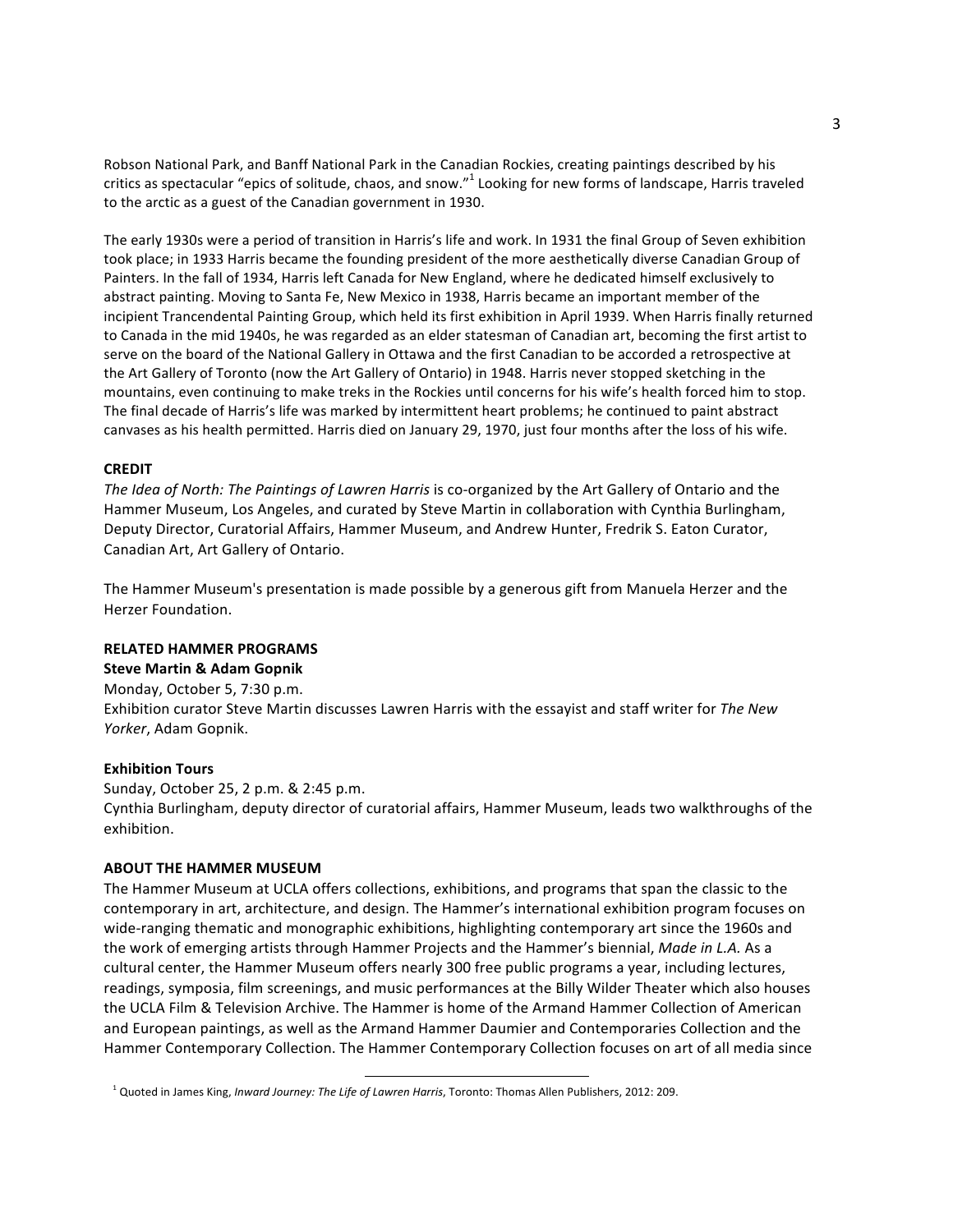Robson National Park, and Banff National Park in the Canadian Rockies, creating paintings described by his critics as spectacular "epics of solitude, chaos, and snow."[1] Looking for new forms of landscape, Harris traveled to the arctic as a guest of the Canadian government in 1930.

The early 1930s were a period of transition in Harris's life and work. In 1931 the final Group of Seven exhibition took place; in 1933 Harris became the founding president of the more aesthetically diverse Canadian Group of Painters. In the fall of 1934, Harris left Canada for New England, where he dedicated himself exclusively to abstract painting. Moving to Santa Fe, New Mexico in 1938, Harris became an important member of the incipient Trancendental Painting Group, which held its first exhibition in April 1939. When Harris finally returned to Canada in the mid 1940s, he was regarded as an elder statesman of Canadian art, becoming the first artist to serve on the board of the National Gallery in Ottawa and the first Canadian to be accorded a retrospective at the Art Gallery of Toronto (now the Art Gallery of Ontario) in 1948. Harris never stopped sketching in the mountains, even continuing to make treks in the Rockies until concerns for his wife's health forced him to stop. The final decade of Harris's life was marked by intermittent heart problems; he continued to paint abstract canvases as his health permitted. Harris died on January 29, 1970, just four months after the loss of his wife.

**CREDIT**

*The Idea of North: The Paintings of Lawren Harris* is co-organized by the Art Gallery of Ontario and the Hammer Museum, Los Angeles, and curated by Steve Martin in collaboration with Cynthia Burlingham, Deputy Director, Curatorial Affairs, Hammer Museum, and Andrew Hunter, Fredrik S. Eaton Curator, Canadian Art, Art Gallery of Ontario.

The Hammer Museum's presentation is made possible by a generous gift from Manuela Herzer and the Herzer Foundation.

**RELATED HAMMER PROGRAMS**

**Steve Martin & Adam Gopnik**
Monday, October 5, 7:30 p.m.
Exhibition curator Steve Martin discusses Lawren Harris with the essayist and staff writer for *The New Yorker*, Adam Gopnik.

**Exhibition Tours**
Sunday, October 25, 2 p.m. & 2:45 p.m.
Cynthia Burlingham, deputy director of curatorial affairs, Hammer Museum, leads two walkthroughs of the exhibition.

**ABOUT THE HAMMER MUSEUM**

The Hammer Museum at UCLA offers collections, exhibitions, and programs that span the classic to the contemporary in art, architecture, and design. The Hammer's international exhibition program focuses on wide-ranging thematic and monographic exhibitions, highlighting contemporary art since the 1960s and the work of emerging artists through Hammer Projects and the Hammer's biennial, *Made in L.A.* As a cultural center, the Hammer Museum offers nearly 300 free public programs a year, including lectures, readings, symposia, film screenings, and music performances at the Billy Wilder Theater which also houses the UCLA Film & Television Archive. The Hammer is home of the Armand Hammer Collection of American and European paintings, as well as the Armand Hammer Daumier and Contemporaries Collection and the Hammer Contemporary Collection. The Hammer Contemporary Collection focuses on art of all media since

---

[1] Quoted in James King, *Inward Journey: The Life of Lawren Harris*, Toronto: Thomas Allen Publishers, 2012: 209.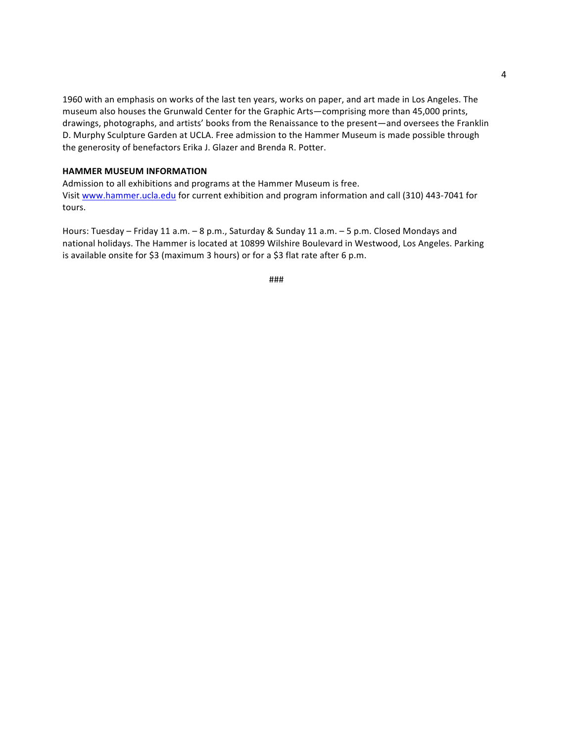1960 with an emphasis on works of the last ten years, works on paper, and art made in Los Angeles. The museum also houses the Grunwald Center for the Graphic Arts—comprising more than 45,000 prints, drawings, photographs, and artists' books from the Renaissance to the present—and oversees the Franklin D. Murphy Sculpture Garden at UCLA. Free admission to the Hammer Museum is made possible through the generosity of benefactors Erika J. Glazer and Brenda R. Potter.

**HAMMER MUSEUM INFORMATION**

Admission to all exhibitions and programs at the Hammer Museum is free.
Visit www.hammer.ucla.edu for current exhibition and program information and call (310) 443-7041 for tours.

Hours: Tuesday – Friday 11 a.m. – 8 p.m., Saturday & Sunday 11 a.m. – 5 p.m. Closed Mondays and national holidays. The Hammer is located at 10899 Wilshire Boulevard in Westwood, Los Angeles. Parking is available onsite for $3 (maximum 3 hours) or for a $3 flat rate after 6 p.m.

###